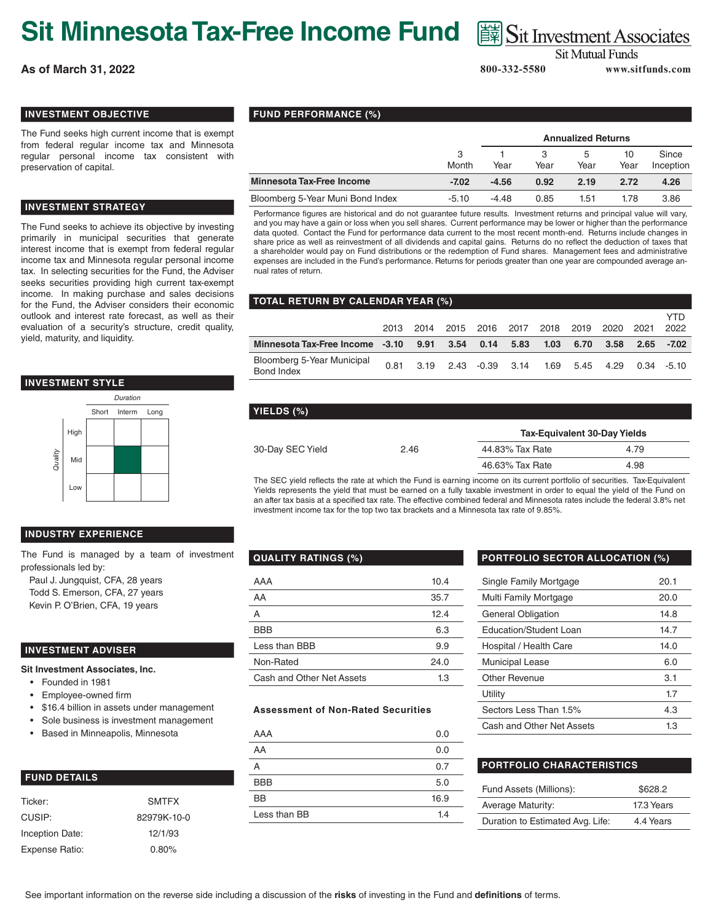# Sit Minnesota Tax-Free Income Fund

**As of March 31, 2022**

Sit Investment Associates
Sit Mutual Funds
800-332-5580 www.sitfunds.com

## INVESTMENT OBJECTIVE

The Fund seeks high current income that is exempt from federal regular income tax and Minnesota regular personal income tax consistent with preservation of capital.

## INVESTMENT STRATEGY

The Fund seeks to achieve its objective by investing primarily in municipal securities that generate interest income that is exempt from federal regular income tax and Minnesota regular personal income tax. In selecting securities for the Fund, the Adviser seeks securities providing high current tax-exempt income. In making purchase and sales decisions for the Fund, the Adviser considers their economic outlook and interest rate forecast, as well as their evaluation of a security's structure, credit quality, yield, maturity, and liquidity.

## INVESTMENT STYLE

| Quality \ Duration | Short | Interm | Long |
|---|---|---|---|
| High | | | |
| Mid | | ■ | |
| Low | | | |

## INDUSTRY EXPERIENCE

The Fund is managed by a team of investment professionals led by:

- Paul J. Jungquist, CFA, 28 years
- Todd S. Emerson, CFA, 27 years
- Kevin P. O'Brien, CFA, 19 years

## INVESTMENT ADVISER

**Sit Investment Associates, Inc.**

- Founded in 1981
- Employee-owned firm
- $16.4 billion in assets under management
- Sole business is investment management
- Based in Minneapolis, Minnesota

## FUND DETAILS

| | |
|---|---|
| Ticker: | SMTFX |
| CUSIP: | 82979K-10-0 |
| Inception Date: | 12/1/93 |
| Expense Ratio: | 0.80% |

## FUND PERFORMANCE (%)

| | | Annualized Returns | | | | |
|---|---|---|---|---|---|---|
| | 3 Month | 1 Year | 3 Year | 5 Year | 10 Year | Since Inception |
| **Minnesota Tax-Free Income** | **-7.02** | **-4.56** | **0.92** | **2.19** | **2.72** | **4.26** |
| Bloomberg 5-Year Muni Bond Index | -5.10 | -4.48 | 0.85 | 1.51 | 1.78 | 3.86 |

Performance figures are historical and do not guarantee future results. Investment returns and principal value will vary, and you may have a gain or loss when you sell shares. Current performance may be lower or higher than the performance data quoted. Contact the Fund for performance data current to the most recent month-end. Returns include changes in share price as well as reinvestment of all dividends and capital gains. Returns do not reflect the deduction of taxes that a shareholder would pay on Fund distributions or the redemption of Fund shares. Management fees and administrative expenses are included in the Fund's performance. Returns for periods greater than one year are compounded average annual rates of return.

## TOTAL RETURN BY CALENDAR YEAR (%)

| | 2013 | 2014 | 2015 | 2016 | 2017 | 2018 | 2019 | 2020 | 2021 | YTD 2022 |
|---|---|---|---|---|---|---|---|---|---|---|
| **Minnesota Tax-Free Income** | **-3.10** | **9.91** | **3.54** | **0.14** | **5.83** | **1.03** | **6.70** | **3.58** | **2.65** | **-7.02** |
| Bloomberg 5-Year Municipal Bond Index | 0.81 | 3.19 | 2.43 | -0.39 | 3.14 | 1.69 | 5.45 | 4.29 | 0.34 | -5.10 |

## YIELDS (%)

| | | Tax-Equivalent 30-Day Yields | |
|---|---|---|---|
| 30-Day SEC Yield | 2.46 | 44.83% Tax Rate | 4.79 |
| | | 46.63% Tax Rate | 4.98 |

The SEC yield reflects the rate at which the Fund is earning income on its current portfolio of securities. Tax-Equivalent Yields represents the yield that must be earned on a fully taxable investment in order to equal the yield of the Fund on an after tax basis at a specified tax rate. The effective combined federal and Minnesota rates include the federal 3.8% net investment income tax for the top two tax brackets and a Minnesota tax rate of 9.85%.

## QUALITY RATINGS (%)

| | |
|---|---|
| AAA | 10.4 |
| AA | 35.7 |
| A | 12.4 |
| BBB | 6.3 |
| Less than BBB | 9.9 |
| Non-Rated | 24.0 |
| Cash and Other Net Assets | 1.3 |

### Assessment of Non-Rated Securities

| | |
|---|---|
| AAA | 0.0 |
| AA | 0.0 |
| A | 0.7 |
| BBB | 5.0 |
| BB | 16.9 |
| Less than BB | 1.4 |

## PORTFOLIO SECTOR ALLOCATION (%)

| | |
|---|---|
| Single Family Mortgage | 20.1 |
| Multi Family Mortgage | 20.0 |
| General Obligation | 14.8 |
| Education/Student Loan | 14.7 |
| Hospital / Health Care | 14.0 |
| Municipal Lease | 6.0 |
| Other Revenue | 3.1 |
| Utility | 1.7 |
| Sectors Less Than 1.5% | 4.3 |
| Cash and Other Net Assets | 1.3 |

## PORTFOLIO CHARACTERISTICS

| | |
|---|---|
| Fund Assets (Millions): | $628.2 |
| Average Maturity: | 17.3 Years |
| Duration to Estimated Avg. Life: | 4.4 Years |

See important information on the reverse side including a discussion of the **risks** of investing in the Fund and **definitions** of terms.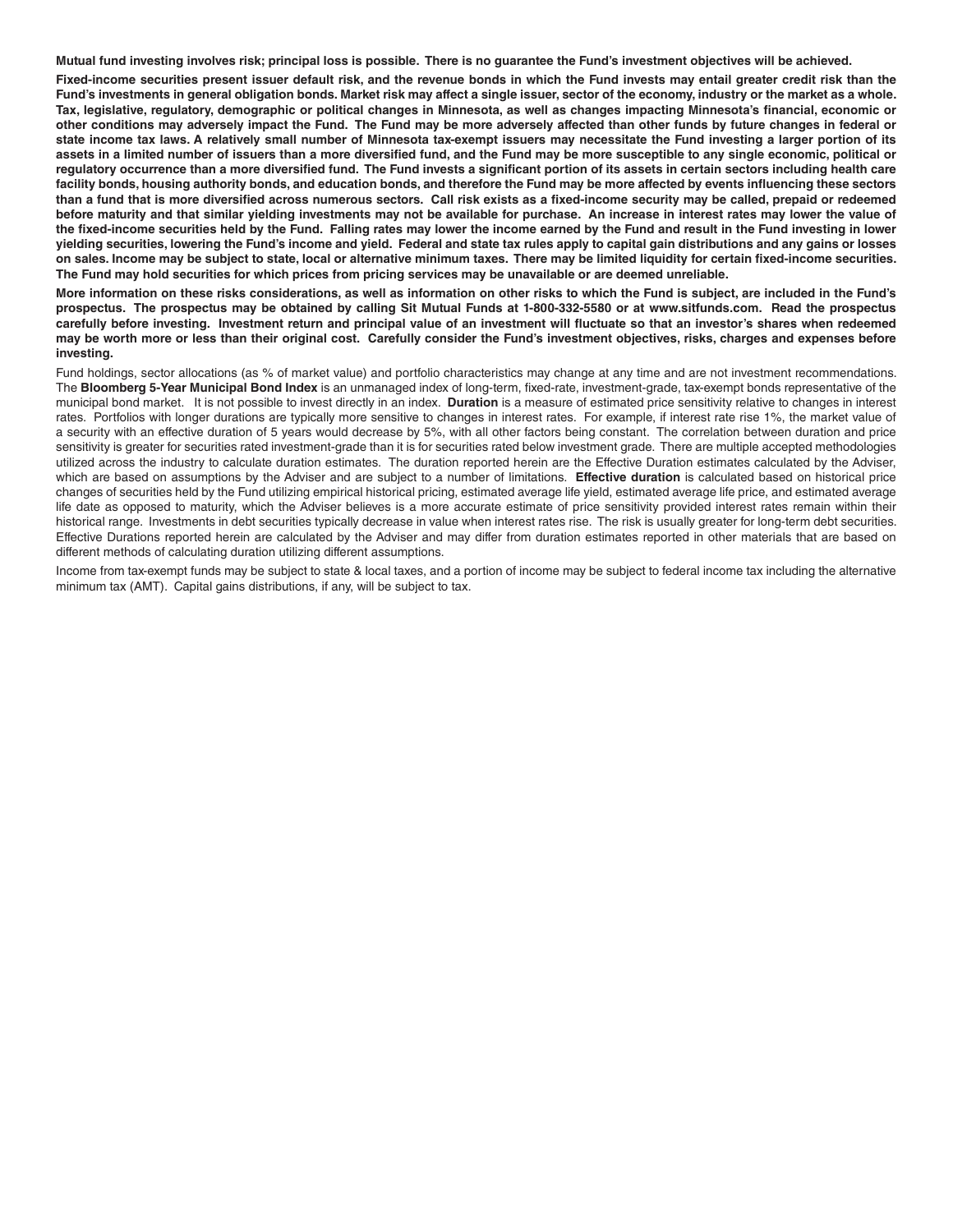**Mutual fund investing involves risk; principal loss is possible. There is no guarantee the Fund's investment objectives will be achieved.**

**Fixed-income securities present issuer default risk, and the revenue bonds in which the Fund invests may entail greater credit risk than the Fund's investments in general obligation bonds. Market risk may affect a single issuer, sector of the economy, industry or the market as a whole. Tax, legislative, regulatory, demographic or political changes in Minnesota, as well as changes impacting Minnesota's financial, economic or other conditions may adversely impact the Fund. The Fund may be more adversely affected than other funds by future changes in federal or state income tax laws. A relatively small number of Minnesota tax-exempt issuers may necessitate the Fund investing a larger portion of its assets in a limited number of issuers than a more diversified fund, and the Fund may be more susceptible to any single economic, political or regulatory occurrence than a more diversified fund. The Fund invests a significant portion of its assets in certain sectors including health care facility bonds, housing authority bonds, and education bonds, and therefore the Fund may be more affected by events influencing these sectors than a fund that is more diversified across numerous sectors. Call risk exists as a fixed-income security may be called, prepaid or redeemed before maturity and that similar yielding investments may not be available for purchase. An increase in interest rates may lower the value of the fixed-income securities held by the Fund. Falling rates may lower the income earned by the Fund and result in the Fund investing in lower yielding securities, lowering the Fund's income and yield. Federal and state tax rules apply to capital gain distributions and any gains or losses on sales. Income may be subject to state, local or alternative minimum taxes. There may be limited liquidity for certain fixed-income securities. The Fund may hold securities for which prices from pricing services may be unavailable or are deemed unreliable.**

**More information on these risks considerations, as well as information on other risks to which the Fund is subject, are included in the Fund's prospectus. The prospectus may be obtained by calling Sit Mutual Funds at 1-800-332-5580 or at www.sitfunds.com. Read the prospectus carefully before investing. Investment return and principal value of an investment will fluctuate so that an investor's shares when redeemed may be worth more or less than their original cost. Carefully consider the Fund's investment objectives, risks, charges and expenses before investing.**

Fund holdings, sector allocations (as % of market value) and portfolio characteristics may change at any time and are not investment recommendations. The **Bloomberg 5-Year Municipal Bond Index** is an unmanaged index of long-term, fixed-rate, investment-grade, tax-exempt bonds representative of the municipal bond market. It is not possible to invest directly in an index. **Duration** is a measure of estimated price sensitivity relative to changes in interest rates. Portfolios with longer durations are typically more sensitive to changes in interest rates. For example, if interest rate rise 1%, the market value of a security with an effective duration of 5 years would decrease by 5%, with all other factors being constant. The correlation between duration and price sensitivity is greater for securities rated investment-grade than it is for securities rated below investment grade. There are multiple accepted methodologies utilized across the industry to calculate duration estimates. The duration reported herein are the Effective Duration estimates calculated by the Adviser, which are based on assumptions by the Adviser and are subject to a number of limitations. **Effective duration** is calculated based on historical price changes of securities held by the Fund utilizing empirical historical pricing, estimated average life yield, estimated average life price, and estimated average life date as opposed to maturity, which the Adviser believes is a more accurate estimate of price sensitivity provided interest rates remain within their historical range. Investments in debt securities typically decrease in value when interest rates rise. The risk is usually greater for long-term debt securities. Effective Durations reported herein are calculated by the Adviser and may differ from duration estimates reported in other materials that are based on different methods of calculating duration utilizing different assumptions.

Income from tax-exempt funds may be subject to state & local taxes, and a portion of income may be subject to federal income tax including the alternative minimum tax (AMT). Capital gains distributions, if any, will be subject to tax.